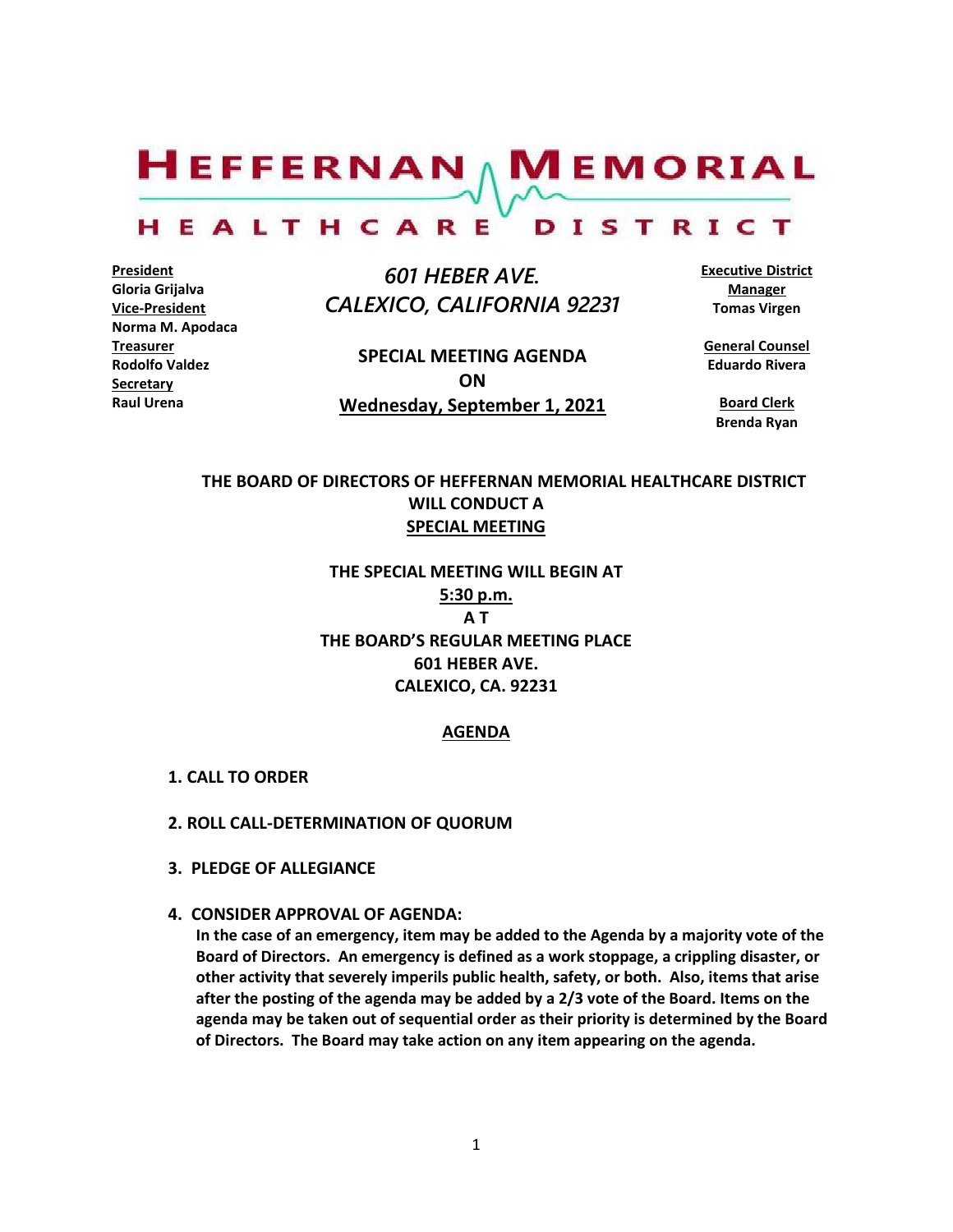# HEFFERNAN MEMORIAL HEALTHCARE DISTRICT

**President**
**Gloria Grijalva**
**Vice-President**
**Norma M. Apodaca**
**Treasurer**
**Rodolfo Valdez**
**Secretary**
**Raul Urena**

*601 HEBER AVE.*
*CALEXICO, CALIFORNIA 92231*

**SPECIAL MEETING AGENDA**
**ON**
**Wednesday, September 1, 2021**

**Executive District Manager**
**Tomas Virgen**

**General Counsel**
**Eduardo Rivera**

**Board Clerk**
**Brenda Ryan**

**THE BOARD OF DIRECTORS OF HEFFERNAN MEMORIAL HEALTHCARE DISTRICT WILL CONDUCT A SPECIAL MEETING**

**THE SPECIAL MEETING WILL BEGIN AT 5:30 p.m. A T THE BOARD'S REGULAR MEETING PLACE 601 HEBER AVE. CALEXICO, CA. 92231**

## AGENDA

**1. CALL TO ORDER**

**2. ROLL CALL-DETERMINATION OF QUORUM**

**3. PLEDGE OF ALLEGIANCE**

**4. CONSIDER APPROVAL OF AGENDA:**
**In the case of an emergency, item may be added to the Agenda by a majority vote of the Board of Directors. An emergency is defined as a work stoppage, a crippling disaster, or other activity that severely imperils public health, safety, or both. Also, items that arise after the posting of the agenda may be added by a 2/3 vote of the Board. Items on the agenda may be taken out of sequential order as their priority is determined by the Board of Directors. The Board may take action on any item appearing on the agenda.**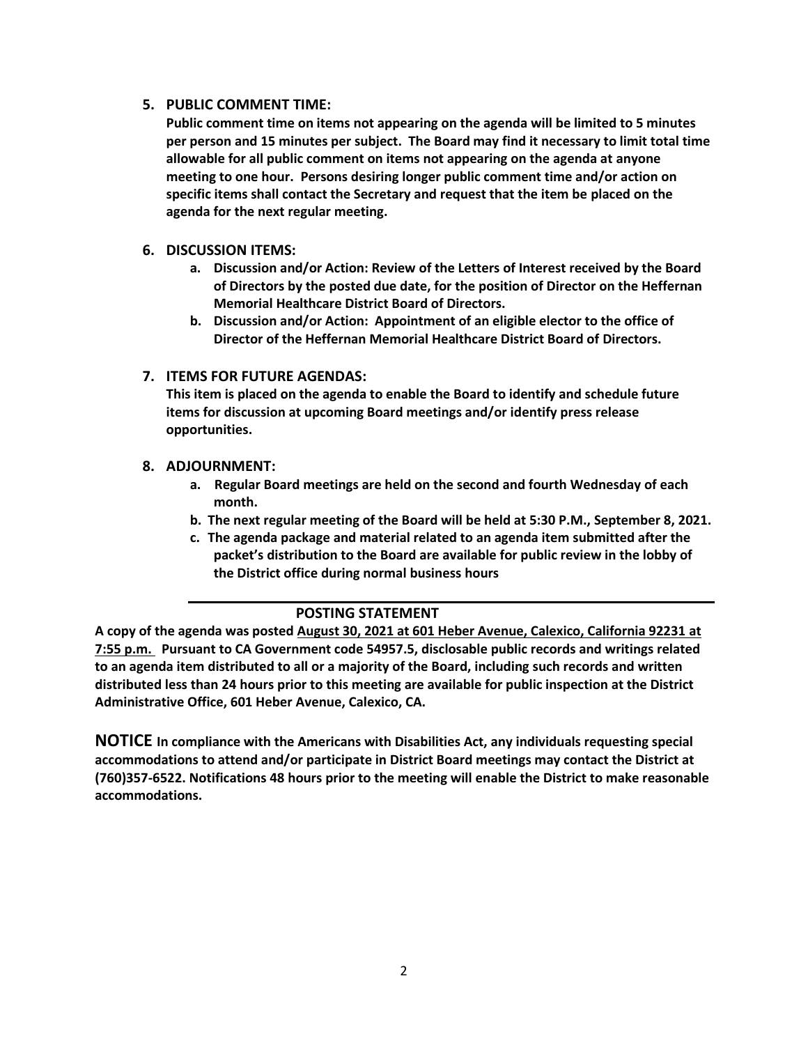5. **PUBLIC COMMENT TIME:**
   **Public comment time on items not appearing on the agenda will be limited to 5 minutes per person and 15 minutes per subject. The Board may find it necessary to limit total time allowable for all public comment on items not appearing on the agenda at anyone meeting to one hour. Persons desiring longer public comment time and/or action on specific items shall contact the Secretary and request that the item be placed on the agenda for the next regular meeting.**

6. **DISCUSSION ITEMS:**
   a. **Discussion and/or Action: Review of the Letters of Interest received by the Board of Directors by the posted due date, for the position of Director on the Heffernan Memorial Healthcare District Board of Directors.**
   b. **Discussion and/or Action: Appointment of an eligible elector to the office of Director of the Heffernan Memorial Healthcare District Board of Directors.**

7. **ITEMS FOR FUTURE AGENDAS:**
   **This item is placed on the agenda to enable the Board to identify and schedule future items for discussion at upcoming Board meetings and/or identify press release opportunities.**

8. **ADJOURNMENT:**
   a. **Regular Board meetings are held on the second and fourth Wednesday of each month.**
   b. **The next regular meeting of the Board will be held at 5:30 P.M., September 8, 2021.**
   c. **The agenda package and material related to an agenda item submitted after the packet's distribution to the Board are available for public review in the lobby of the District office during normal business hours**

---

**POSTING STATEMENT**

**A copy of the agenda was posted August 30, 2021 at 601 Heber Avenue, Calexico, California 92231 at 7:55 p.m. Pursuant to CA Government code 54957.5, disclosable public records and writings related to an agenda item distributed to all or a majority of the Board, including such records and written distributed less than 24 hours prior to this meeting are available for public inspection at the District Administrative Office, 601 Heber Avenue, Calexico, CA.**

**NOTICE In compliance with the Americans with Disabilities Act, any individuals requesting special accommodations to attend and/or participate in District Board meetings may contact the District at (760)357-6522. Notifications 48 hours prior to the meeting will enable the District to make reasonable accommodations.**